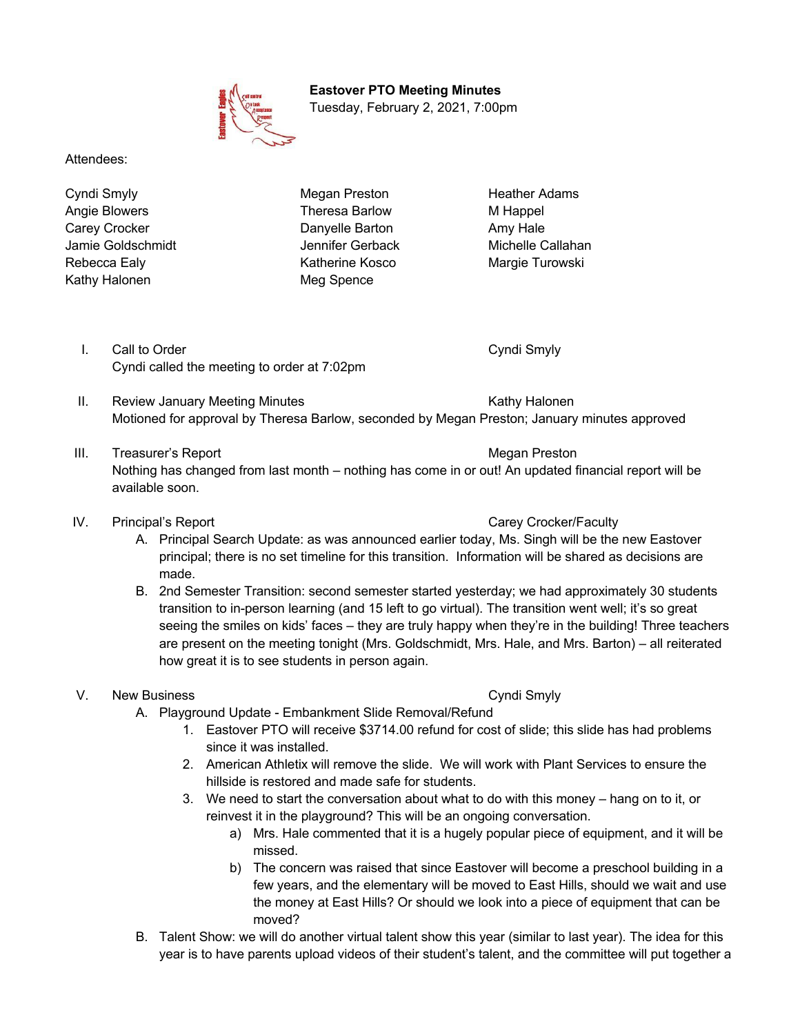**Eastover PTO Meeting Minutes**
Tuesday, February 2, 2021, 7:00pm

Attendees:

| | | |
|---|---|---|
| Cyndi Smyly | Megan Preston | Heather Adams |
| Angie Blowers | Theresa Barlow | M Happel |
| Carey Crocker | Danyelle Barton | Amy Hale |
| Jamie Goldschmidt | Jennifer Gerback | Michelle Callahan |
| Rebecca Ealy | Katherine Kosco | Margie Turowski |
| Kathy Halonen | Meg Spence | |

I. Call to Order — Cyndi Smyly
Cyndi called the meeting to order at 7:02pm

II. Review January Meeting Minutes — Kathy Halonen
Motioned for approval by Theresa Barlow, seconded by Megan Preston; January minutes approved

III. Treasurer's Report — Megan Preston
Nothing has changed from last month – nothing has come in or out! An updated financial report will be available soon.

IV. Principal's Report — Carey Crocker/Faculty
   A. Principal Search Update: as was announced earlier today, Ms. Singh will be the new Eastover principal; there is no set timeline for this transition. Information will be shared as decisions are made.
   B. 2nd Semester Transition: second semester started yesterday; we had approximately 30 students transition to in-person learning (and 15 left to go virtual). The transition went well; it's so great seeing the smiles on kids' faces – they are truly happy when they're in the building! Three teachers are present on the meeting tonight (Mrs. Goldschmidt, Mrs. Hale, and Mrs. Barton) – all reiterated how great it is to see students in person again.

V. New Business — Cyndi Smyly
   A. Playground Update - Embankment Slide Removal/Refund
      1. Eastover PTO will receive $3714.00 refund for cost of slide; this slide has had problems since it was installed.
      2. American Athletix will remove the slide. We will work with Plant Services to ensure the hillside is restored and made safe for students.
      3. We need to start the conversation about what to do with this money – hang on to it, or reinvest it in the playground? This will be an ongoing conversation.
         a) Mrs. Hale commented that it is a hugely popular piece of equipment, and it will be missed.
         b) The concern was raised that since Eastover will become a preschool building in a few years, and the elementary will be moved to East Hills, should we wait and use the money at East Hills? Or should we look into a piece of equipment that can be moved?
   B. Talent Show: we will do another virtual talent show this year (similar to last year). The idea for this year is to have parents upload videos of their student's talent, and the committee will put together a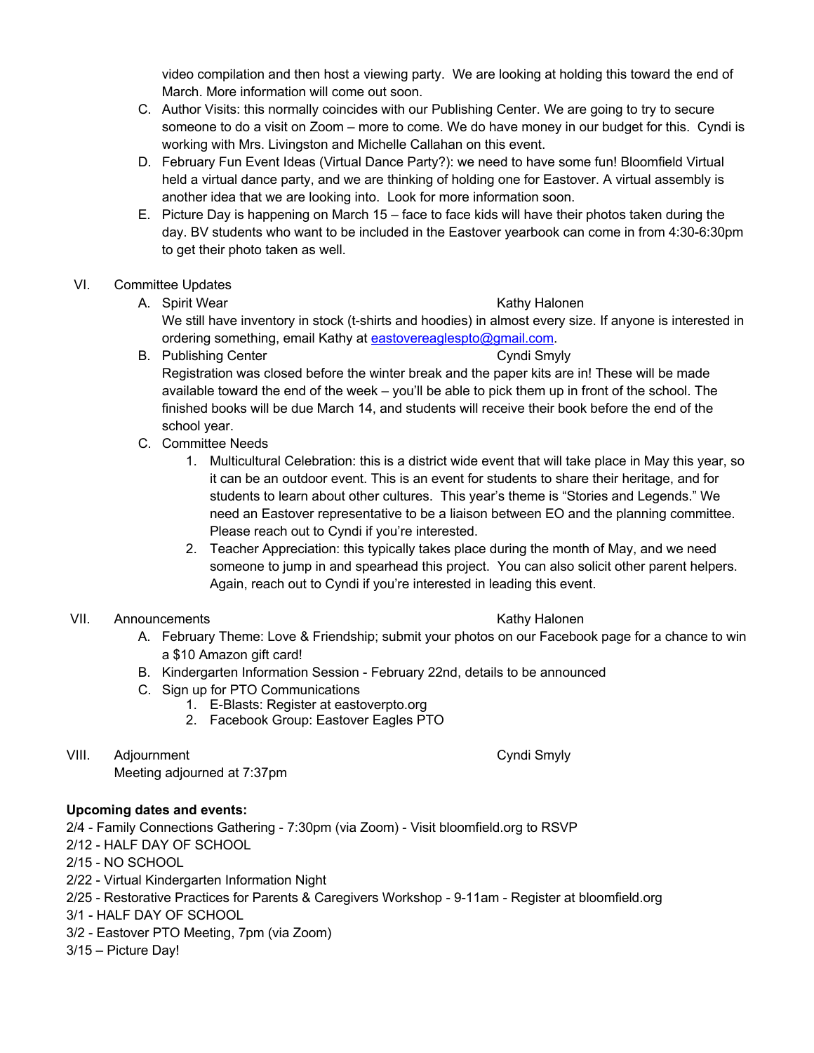video compilation and then host a viewing party. We are looking at holding this toward the end of March. More information will come out soon.

C. Author Visits: this normally coincides with our Publishing Center. We are going to try to secure someone to do a visit on Zoom – more to come. We do have money in our budget for this. Cyndi is working with Mrs. Livingston and Michelle Callahan on this event.

D. February Fun Event Ideas (Virtual Dance Party?): we need to have some fun! Bloomfield Virtual held a virtual dance party, and we are thinking of holding one for Eastover. A virtual assembly is another idea that we are looking into. Look for more information soon.

E. Picture Day is happening on March 15 – face to face kids will have their photos taken during the day. BV students who want to be included in the Eastover yearbook can come in from 4:30-6:30pm to get their photo taken as well.

VI. Committee Updates

A. Spirit Wear — Kathy Halonen

We still have inventory in stock (t-shirts and hoodies) in almost every size. If anyone is interested in ordering something, email Kathy at eastovereaglespto@gmail.com.

B. Publishing Center — Cyndi Smyly

Registration was closed before the winter break and the paper kits are in! These will be made available toward the end of the week – you'll be able to pick them up in front of the school. The finished books will be due March 14, and students will receive their book before the end of the school year.

C. Committee Needs

1. Multicultural Celebration: this is a district wide event that will take place in May this year, so it can be an outdoor event. This is an event for students to share their heritage, and for students to learn about other cultures. This year's theme is "Stories and Legends." We need an Eastover representative to be a liaison between EO and the planning committee. Please reach out to Cyndi if you're interested.
2. Teacher Appreciation: this typically takes place during the month of May, and we need someone to jump in and spearhead this project. You can also solicit other parent helpers. Again, reach out to Cyndi if you're interested in leading this event.

VII. Announcements — Kathy Halonen

A. February Theme: Love & Friendship; submit your photos on our Facebook page for a chance to win a $10 Amazon gift card!

B. Kindergarten Information Session - February 22nd, details to be announced

C. Sign up for PTO Communications

1. E-Blasts: Register at eastoverpto.org
2. Facebook Group: Eastover Eagles PTO

VIII. Adjournment — Cyndi Smyly

Meeting adjourned at 7:37pm

**Upcoming dates and events:**

2/4 - Family Connections Gathering - 7:30pm (via Zoom) - Visit bloomfield.org to RSVP
2/12 - HALF DAY OF SCHOOL
2/15 - NO SCHOOL
2/22 - Virtual Kindergarten Information Night
2/25 - Restorative Practices for Parents & Caregivers Workshop - 9-11am - Register at bloomfield.org
3/1 - HALF DAY OF SCHOOL
3/2 - Eastover PTO Meeting, 7pm (via Zoom)
3/15 – Picture Day!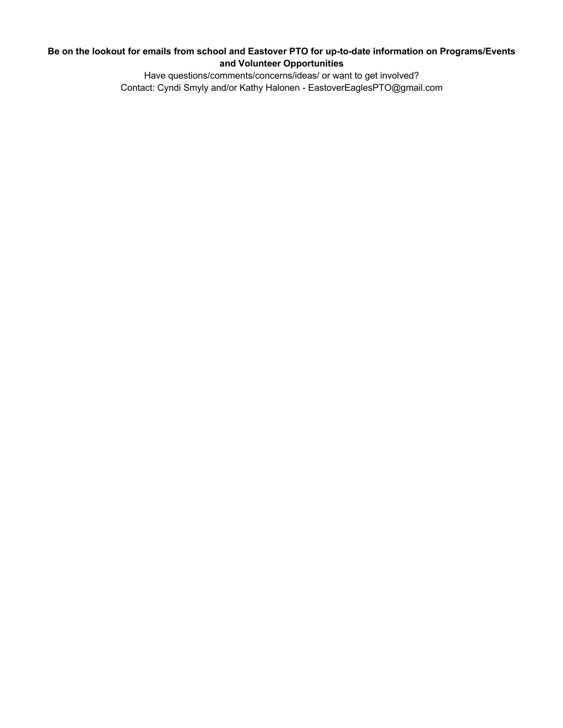**Be on the lookout for emails from school and Eastover PTO for up-to-date information on Programs/Events and Volunteer Opportunities**

Have questions/comments/concerns/ideas/ or want to get involved?

Contact: Cyndi Smyly and/or Kathy Halonen - EastoverEaglesPTO@gmail.com